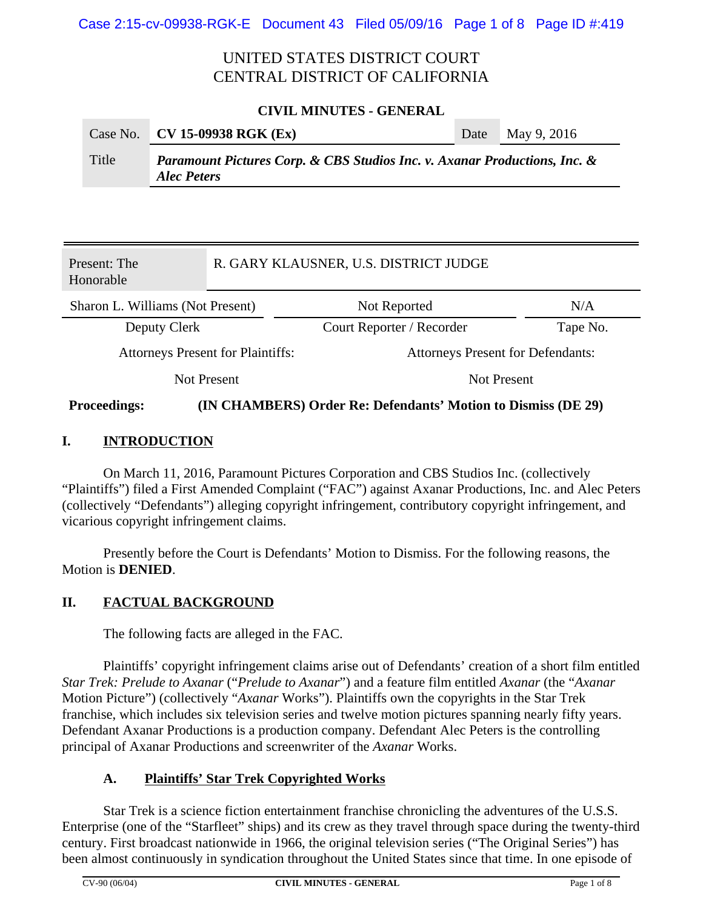# UNITED STATES DISTRICT COURT
# CENTRAL DISTRICT OF CALIFORNIA

## CIVIL MINUTES - GENERAL

| Case No. | **CV 15-09938 RGK (Ex)** | Date | May 9, 2016 |
|---|---|---|---|
| Title | ***Paramount Pictures Corp. & CBS Studios Inc. v. Axanar Productions, Inc. & Alec Peters*** | | |

| Present: The Honorable | R. GARY KLAUSNER, U.S. DISTRICT JUDGE | |
|---|---|---|
| Sharon L. Williams (Not Present) | Not Reported | N/A |
| Deputy Clerk | Court Reporter / Recorder | Tape No. |

| Attorneys Present for Plaintiffs: | Attorneys Present for Defendants: |
|---|---|
| Not Present | Not Present |

**Proceedings:** **(IN CHAMBERS) Order Re: Defendants' Motion to Dismiss (DE 29)**

## I. INTRODUCTION

On March 11, 2016, Paramount Pictures Corporation and CBS Studios Inc. (collectively "Plaintiffs") filed a First Amended Complaint ("FAC") against Axanar Productions, Inc. and Alec Peters (collectively "Defendants") alleging copyright infringement, contributory copyright infringement, and vicarious copyright infringement claims.

Presently before the Court is Defendants' Motion to Dismiss. For the following reasons, the Motion is **DENIED**.

## II. FACTUAL BACKGROUND

The following facts are alleged in the FAC.

Plaintiffs' copyright infringement claims arise out of Defendants' creation of a short film entitled *Star Trek: Prelude to Axanar* ("*Prelude to Axanar*") and a feature film entitled *Axanar* (the "*Axanar* Motion Picture") (collectively "*Axanar* Works"). Plaintiffs own the copyrights in the Star Trek franchise, which includes six television series and twelve motion pictures spanning nearly fifty years. Defendant Axanar Productions is a production company. Defendant Alec Peters is the controlling principal of Axanar Productions and screenwriter of the *Axanar* Works.

### A. Plaintiffs' Star Trek Copyrighted Works

Star Trek is a science fiction entertainment franchise chronicling the adventures of the U.S.S. Enterprise (one of the "Starfleet" ships) and its crew as they travel through space during the twenty-third century. First broadcast nationwide in 1966, the original television series ("The Original Series") has been almost continuously in syndication throughout the United States since that time. In one episode of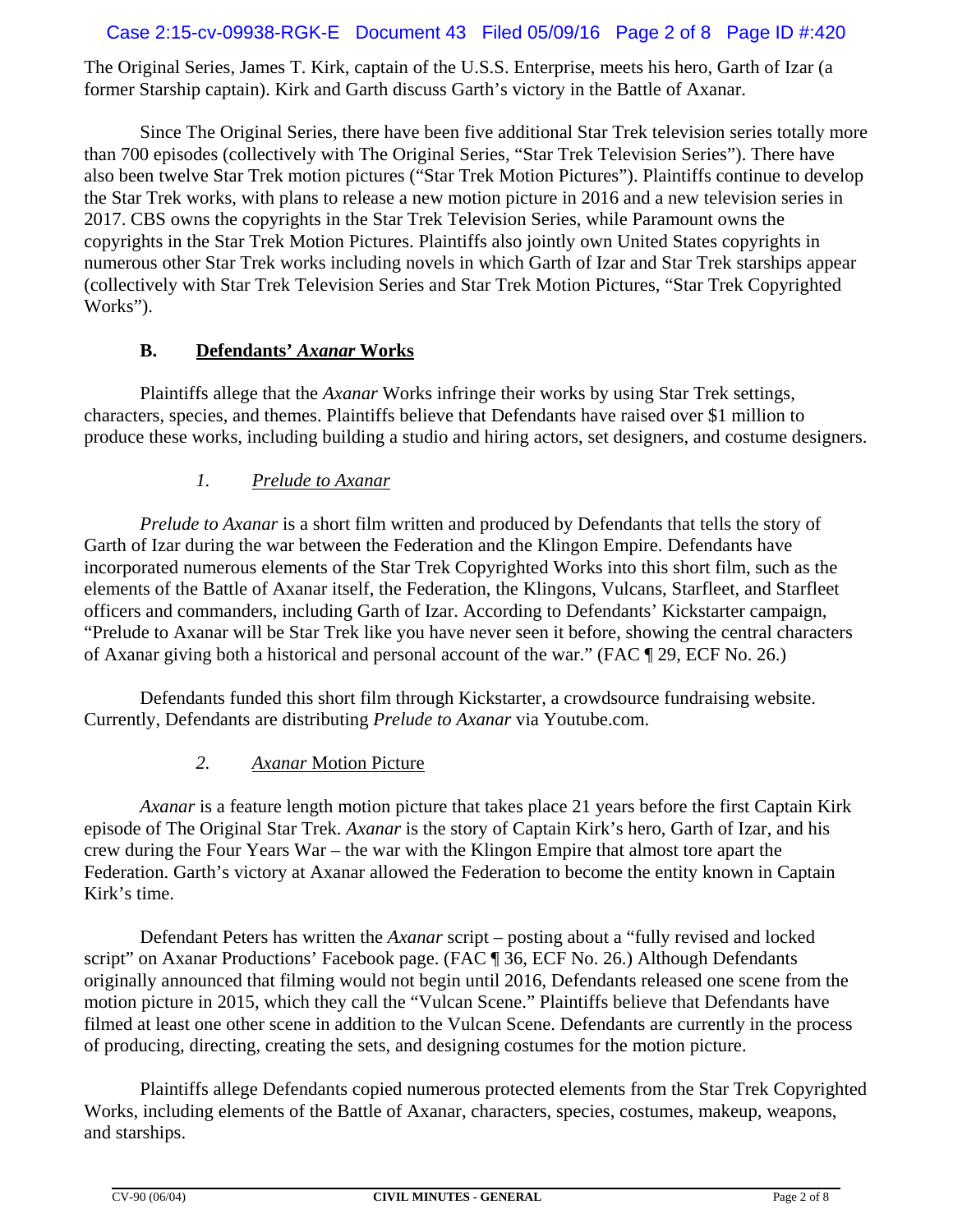The Original Series, James T. Kirk, captain of the U.S.S. Enterprise, meets his hero, Garth of Izar (a former Starship captain). Kirk and Garth discuss Garth's victory in the Battle of Axanar.

Since The Original Series, there have been five additional Star Trek television series totally more than 700 episodes (collectively with The Original Series, "Star Trek Television Series"). There have also been twelve Star Trek motion pictures ("Star Trek Motion Pictures"). Plaintiffs continue to develop the Star Trek works, with plans to release a new motion picture in 2016 and a new television series in 2017. CBS owns the copyrights in the Star Trek Television Series, while Paramount owns the copyrights in the Star Trek Motion Pictures. Plaintiffs also jointly own United States copyrights in numerous other Star Trek works including novels in which Garth of Izar and Star Trek starships appear (collectively with Star Trek Television Series and Star Trek Motion Pictures, "Star Trek Copyrighted Works").

### B. Defendants' *Axanar* Works

Plaintiffs allege that the *Axanar* Works infringe their works by using Star Trek settings, characters, species, and themes. Plaintiffs believe that Defendants have raised over $1 million to produce these works, including building a studio and hiring actors, set designers, and costume designers.

#### *1. Prelude to Axanar*

*Prelude to Axanar* is a short film written and produced by Defendants that tells the story of Garth of Izar during the war between the Federation and the Klingon Empire. Defendants have incorporated numerous elements of the Star Trek Copyrighted Works into this short film, such as the elements of the Battle of Axanar itself, the Federation, the Klingons, Vulcans, Starfleet, and Starfleet officers and commanders, including Garth of Izar. According to Defendants' Kickstarter campaign, "Prelude to Axanar will be Star Trek like you have never seen it before, showing the central characters of Axanar giving both a historical and personal account of the war." (FAC ¶ 29, ECF No. 26.)

Defendants funded this short film through Kickstarter, a crowdsource fundraising website. Currently, Defendants are distributing *Prelude to Axanar* via Youtube.com.

#### *2. Axanar* Motion Picture

*Axanar* is a feature length motion picture that takes place 21 years before the first Captain Kirk episode of The Original Star Trek. *Axanar* is the story of Captain Kirk's hero, Garth of Izar, and his crew during the Four Years War – the war with the Klingon Empire that almost tore apart the Federation. Garth's victory at Axanar allowed the Federation to become the entity known in Captain Kirk's time.

Defendant Peters has written the *Axanar* script – posting about a "fully revised and locked script" on Axanar Productions' Facebook page. (FAC ¶ 36, ECF No. 26.) Although Defendants originally announced that filming would not begin until 2016, Defendants released one scene from the motion picture in 2015, which they call the "Vulcan Scene." Plaintiffs believe that Defendants have filmed at least one other scene in addition to the Vulcan Scene. Defendants are currently in the process of producing, directing, creating the sets, and designing costumes for the motion picture.

Plaintiffs allege Defendants copied numerous protected elements from the Star Trek Copyrighted Works, including elements of the Battle of Axanar, characters, species, costumes, makeup, weapons, and starships.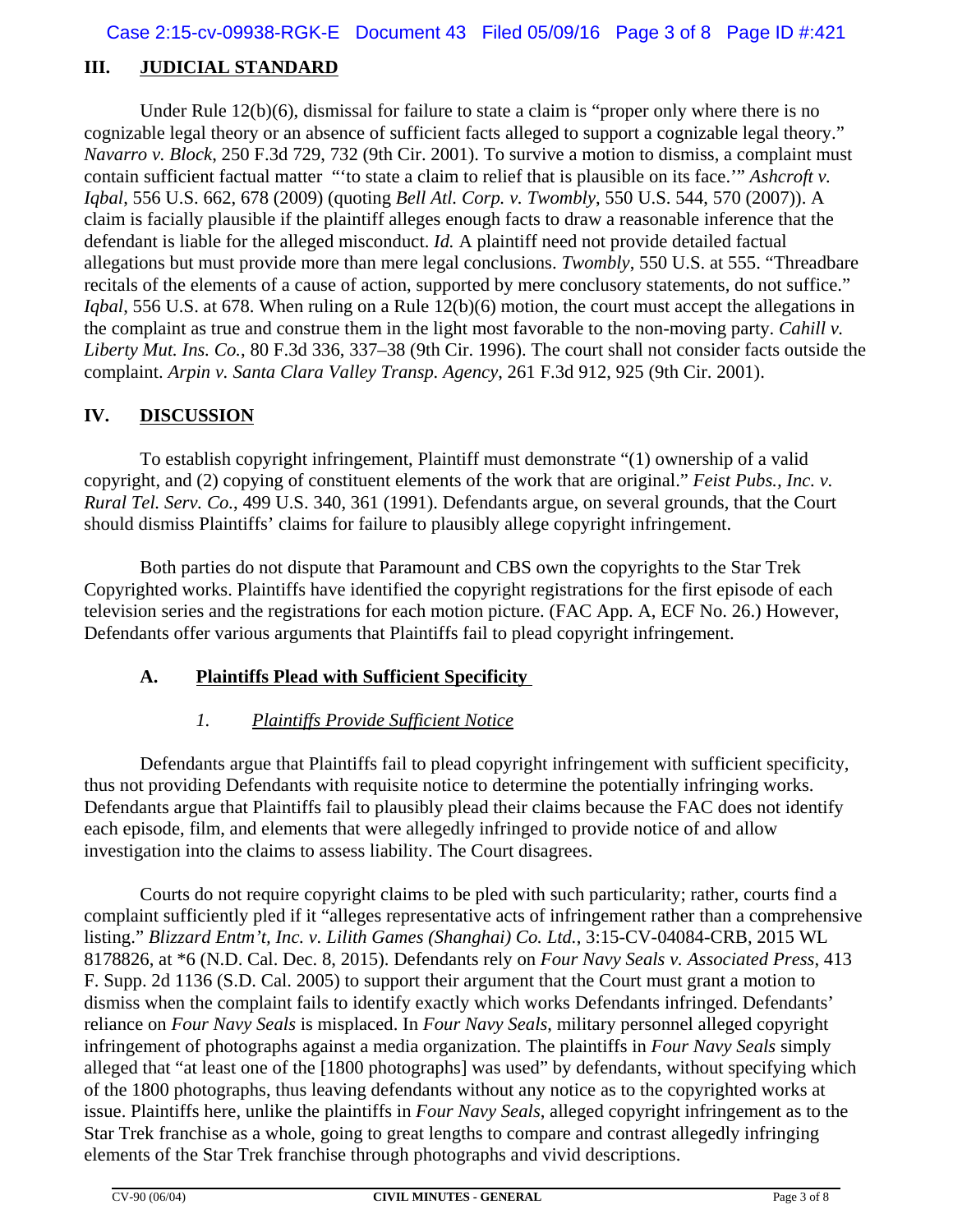## III. JUDICIAL STANDARD

Under Rule 12(b)(6), dismissal for failure to state a claim is "proper only where there is no cognizable legal theory or an absence of sufficient facts alleged to support a cognizable legal theory." *Navarro v. Block*, 250 F.3d 729, 732 (9th Cir. 2001). To survive a motion to dismiss, a complaint must contain sufficient factual matter "'to state a claim to relief that is plausible on its face.'" *Ashcroft v. Iqbal*, 556 U.S. 662, 678 (2009) (quoting *Bell Atl. Corp. v. Twombly*, 550 U.S. 544, 570 (2007)). A claim is facially plausible if the plaintiff alleges enough facts to draw a reasonable inference that the defendant is liable for the alleged misconduct. *Id.* A plaintiff need not provide detailed factual allegations but must provide more than mere legal conclusions. *Twombly*, 550 U.S. at 555. "Threadbare recitals of the elements of a cause of action, supported by mere conclusory statements, do not suffice." *Iqbal*, 556 U.S. at 678. When ruling on a Rule 12(b)(6) motion, the court must accept the allegations in the complaint as true and construe them in the light most favorable to the non-moving party. *Cahill v. Liberty Mut. Ins. Co.*, 80 F.3d 336, 337–38 (9th Cir. 1996). The court shall not consider facts outside the complaint. *Arpin v. Santa Clara Valley Transp. Agency*, 261 F.3d 912, 925 (9th Cir. 2001).

## IV. DISCUSSION

To establish copyright infringement, Plaintiff must demonstrate "(1) ownership of a valid copyright, and (2) copying of constituent elements of the work that are original." *Feist Pubs., Inc. v. Rural Tel. Serv. Co.*, 499 U.S. 340, 361 (1991). Defendants argue, on several grounds, that the Court should dismiss Plaintiffs' claims for failure to plausibly allege copyright infringement.

Both parties do not dispute that Paramount and CBS own the copyrights to the Star Trek Copyrighted works. Plaintiffs have identified the copyright registrations for the first episode of each television series and the registrations for each motion picture. (FAC App. A, ECF No. 26.) However, Defendants offer various arguments that Plaintiffs fail to plead copyright infringement.

### A. Plaintiffs Plead with Sufficient Specificity

#### *1. Plaintiffs Provide Sufficient Notice*

Defendants argue that Plaintiffs fail to plead copyright infringement with sufficient specificity, thus not providing Defendants with requisite notice to determine the potentially infringing works. Defendants argue that Plaintiffs fail to plausibly plead their claims because the FAC does not identify each episode, film, and elements that were allegedly infringed to provide notice of and allow investigation into the claims to assess liability. The Court disagrees.

Courts do not require copyright claims to be pled with such particularity; rather, courts find a complaint sufficiently pled if it "alleges representative acts of infringement rather than a comprehensive listing." *Blizzard Entm't, Inc. v. Lilith Games (Shanghai) Co. Ltd.*, 3:15-CV-04084-CRB, 2015 WL 8178826, at *6 (N.D. Cal. Dec. 8, 2015). Defendants rely on *Four Navy Seals v. Associated Press*, 413 F. Supp. 2d 1136 (S.D. Cal. 2005) to support their argument that the Court must grant a motion to dismiss when the complaint fails to identify exactly which works Defendants infringed. Defendants' reliance on *Four Navy Seals* is misplaced. In *Four Navy Seals*, military personnel alleged copyright infringement of photographs against a media organization. The plaintiffs in *Four Navy Seals* simply alleged that "at least one of the [1800 photographs] was used" by defendants, without specifying which of the 1800 photographs, thus leaving defendants without any notice as to the copyrighted works at issue. Plaintiffs here, unlike the plaintiffs in *Four Navy Seals*, alleged copyright infringement as to the Star Trek franchise as a whole, going to great lengths to compare and contrast allegedly infringing elements of the Star Trek franchise through photographs and vivid descriptions.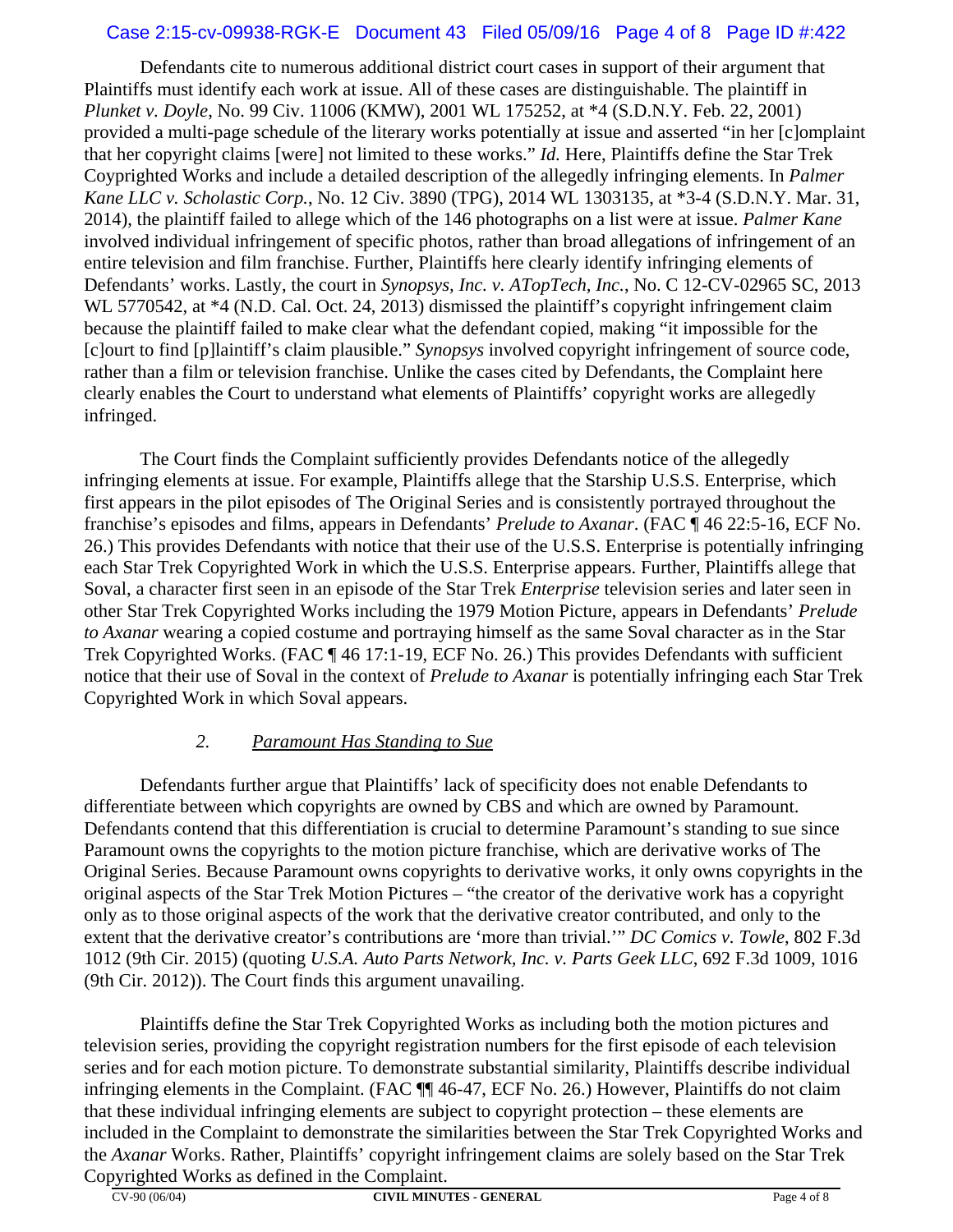Defendants cite to numerous additional district court cases in support of their argument that Plaintiffs must identify each work at issue. All of these cases are distinguishable. The plaintiff in *Plunket v. Doyle*, No. 99 Civ. 11006 (KMW), 2001 WL 175252, at *4 (S.D.N.Y. Feb. 22, 2001) provided a multi-page schedule of the literary works potentially at issue and asserted "in her [c]omplaint that her copyright claims [were] not limited to these works." *Id.* Here, Plaintiffs define the Star Trek Coyprighted Works and include a detailed description of the allegedly infringing elements. In *Palmer Kane LLC v. Scholastic Corp.*, No. 12 Civ. 3890 (TPG), 2014 WL 1303135, at *3-4 (S.D.N.Y. Mar. 31, 2014), the plaintiff failed to allege which of the 146 photographs on a list were at issue. *Palmer Kane* involved individual infringement of specific photos, rather than broad allegations of infringement of an entire television and film franchise. Further, Plaintiffs here clearly identify infringing elements of Defendants' works. Lastly, the court in *Synopsys, Inc. v. ATopTech, Inc.*, No. C 12-CV-02965 SC, 2013 WL 5770542, at *4 (N.D. Cal. Oct. 24, 2013) dismissed the plaintiff's copyright infringement claim because the plaintiff failed to make clear what the defendant copied, making "it impossible for the [c]ourt to find [p]laintiff's claim plausible." *Synopsys* involved copyright infringement of source code, rather than a film or television franchise. Unlike the cases cited by Defendants, the Complaint here clearly enables the Court to understand what elements of Plaintiffs' copyright works are allegedly infringed.

The Court finds the Complaint sufficiently provides Defendants notice of the allegedly infringing elements at issue. For example, Plaintiffs allege that the Starship U.S.S. Enterprise, which first appears in the pilot episodes of The Original Series and is consistently portrayed throughout the franchise's episodes and films, appears in Defendants' *Prelude to Axanar*. (FAC ¶ 46 22:5-16, ECF No. 26.) This provides Defendants with notice that their use of the U.S.S. Enterprise is potentially infringing each Star Trek Copyrighted Work in which the U.S.S. Enterprise appears. Further, Plaintiffs allege that Soval, a character first seen in an episode of the Star Trek *Enterprise* television series and later seen in other Star Trek Copyrighted Works including the 1979 Motion Picture, appears in Defendants' *Prelude to Axanar* wearing a copied costume and portraying himself as the same Soval character as in the Star Trek Copyrighted Works. (FAC ¶ 46 17:1-19, ECF No. 26.) This provides Defendants with sufficient notice that their use of Soval in the context of *Prelude to Axanar* is potentially infringing each Star Trek Copyrighted Work in which Soval appears.

### 2. *Paramount Has Standing to Sue*

Defendants further argue that Plaintiffs' lack of specificity does not enable Defendants to differentiate between which copyrights are owned by CBS and which are owned by Paramount. Defendants contend that this differentiation is crucial to determine Paramount's standing to sue since Paramount owns the copyrights to the motion picture franchise, which are derivative works of The Original Series. Because Paramount owns copyrights to derivative works, it only owns copyrights in the original aspects of the Star Trek Motion Pictures – "the creator of the derivative work has a copyright only as to those original aspects of the work that the derivative creator contributed, and only to the extent that the derivative creator's contributions are 'more than trivial.'" *DC Comics v. Towle*, 802 F.3d 1012 (9th Cir. 2015) (quoting *U.S.A. Auto Parts Network, Inc. v. Parts Geek LLC*, 692 F.3d 1009, 1016 (9th Cir. 2012)). The Court finds this argument unavailing.

Plaintiffs define the Star Trek Copyrighted Works as including both the motion pictures and television series, providing the copyright registration numbers for the first episode of each television series and for each motion picture. To demonstrate substantial similarity, Plaintiffs describe individual infringing elements in the Complaint. (FAC ¶¶ 46-47, ECF No. 26.) However, Plaintiffs do not claim that these individual infringing elements are subject to copyright protection – these elements are included in the Complaint to demonstrate the similarities between the Star Trek Copyrighted Works and the *Axanar* Works. Rather, Plaintiffs' copyright infringement claims are solely based on the Star Trek Copyrighted Works as defined in the Complaint.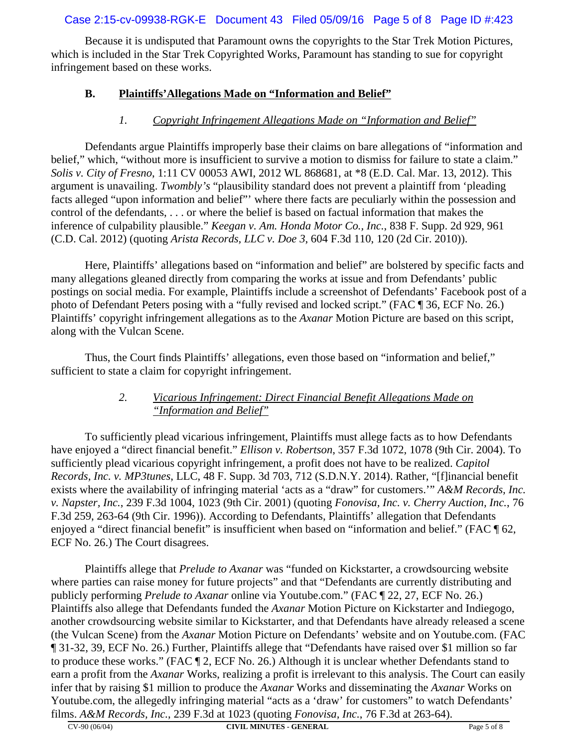Because it is undisputed that Paramount owns the copyrights to the Star Trek Motion Pictures, which is included in the Star Trek Copyrighted Works, Paramount has standing to sue for copyright infringement based on these works.

### B. Plaintiffs' Allegations Made on "Information and Belief"

#### *1. Copyright Infringement Allegations Made on "Information and Belief"*

Defendants argue Plaintiffs improperly base their claims on bare allegations of "information and belief," which, "without more is insufficient to survive a motion to dismiss for failure to state a claim." *Solis v. City of Fresno*, 1:11 CV 00053 AWI, 2012 WL 868681, at *8 (E.D. Cal. Mar. 13, 2012). This argument is unavailing. *Twombly's* "plausibility standard does not prevent a plaintiff from 'pleading facts alleged "upon information and belief"' where there facts are peculiarly within the possession and control of the defendants, . . . or where the belief is based on factual information that makes the inference of culpability plausible." *Keegan v. Am. Honda Motor Co., Inc.*, 838 F. Supp. 2d 929, 961 (C.D. Cal. 2012) (quoting *Arista Records, LLC v. Doe 3*, 604 F.3d 110, 120 (2d Cir. 2010)).

Here, Plaintiffs' allegations based on "information and belief" are bolstered by specific facts and many allegations gleaned directly from comparing the works at issue and from Defendants' public postings on social media. For example, Plaintiffs include a screenshot of Defendants' Facebook post of a photo of Defendant Peters posing with a "fully revised and locked script." (FAC ¶ 36, ECF No. 26.) Plaintiffs' copyright infringement allegations as to the *Axanar* Motion Picture are based on this script, along with the Vulcan Scene.

Thus, the Court finds Plaintiffs' allegations, even those based on "information and belief," sufficient to state a claim for copyright infringement.

#### *2. Vicarious Infringement: Direct Financial Benefit Allegations Made on "Information and Belief"*

To sufficiently plead vicarious infringement, Plaintiffs must allege facts as to how Defendants have enjoyed a "direct financial benefit." *Ellison v. Robertson*, 357 F.3d 1072, 1078 (9th Cir. 2004). To sufficiently plead vicarious copyright infringement, a profit does not have to be realized. *Capitol Records, Inc. v. MP3tunes*, LLC, 48 F. Supp. 3d 703, 712 (S.D.N.Y. 2014). Rather, "[f]inancial benefit exists where the availability of infringing material 'acts as a "draw" for customers.'" *A&M Records, Inc. v. Napster, Inc.*, 239 F.3d 1004, 1023 (9th Cir. 2001) (quoting *Fonovisa, Inc. v. Cherry Auction, Inc.*, 76 F.3d 259, 263-64 (9th Cir. 1996)). According to Defendants, Plaintiffs' allegation that Defendants enjoyed a "direct financial benefit" is insufficient when based on "information and belief." (FAC ¶ 62, ECF No. 26.) The Court disagrees.

Plaintiffs allege that *Prelude to Axanar* was "funded on Kickstarter, a crowdsourcing website where parties can raise money for future projects" and that "Defendants are currently distributing and publicly performing *Prelude to Axanar* online via Youtube.com." (FAC ¶ 22, 27, ECF No. 26.) Plaintiffs also allege that Defendants funded the *Axanar* Motion Picture on Kickstarter and Indiegogo, another crowdsourcing website similar to Kickstarter, and that Defendants have already released a scene (the Vulcan Scene) from the *Axanar* Motion Picture on Defendants' website and on Youtube.com. (FAC ¶ 31-32, 39, ECF No. 26.) Further, Plaintiffs allege that "Defendants have raised over $1 million so far to produce these works." (FAC ¶ 2, ECF No. 26.) Although it is unclear whether Defendants stand to earn a profit from the *Axanar* Works, realizing a profit is irrelevant to this analysis. The Court can easily infer that by raising $1 million to produce the *Axanar* Works and disseminating the *Axanar* Works on Youtube.com, the allegedly infringing material "acts as a 'draw' for customers" to watch Defendants' films. *A&M Records, Inc.*, 239 F.3d at 1023 (quoting *Fonovisa, Inc.*, 76 F.3d at 263-64).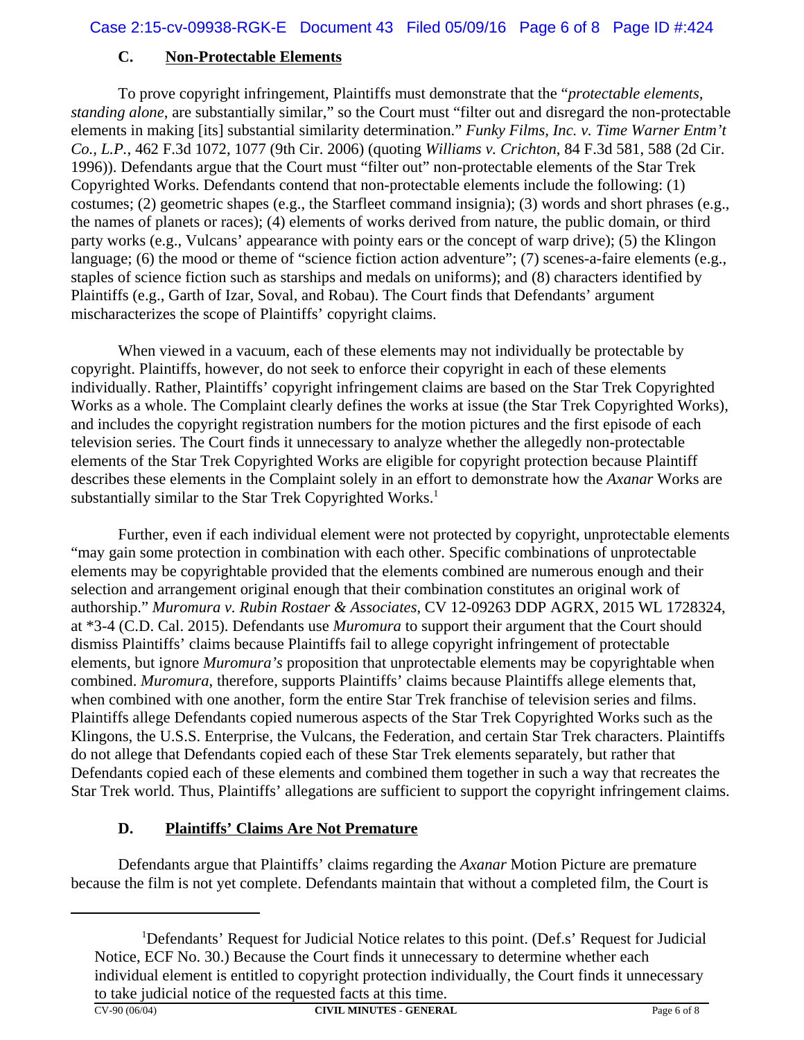### C. Non-Protectable Elements

To prove copyright infringement, Plaintiffs must demonstrate that the "*protectable elements, standing alone*, are substantially similar," so the Court must "filter out and disregard the non-protectable elements in making [its] substantial similarity determination." *Funky Films, Inc. v. Time Warner Entm't Co., L.P.*, 462 F.3d 1072, 1077 (9th Cir. 2006) (quoting *Williams v. Crichton*, 84 F.3d 581, 588 (2d Cir. 1996)). Defendants argue that the Court must "filter out" non-protectable elements of the Star Trek Copyrighted Works. Defendants contend that non-protectable elements include the following: (1) costumes; (2) geometric shapes (e.g., the Starfleet command insignia); (3) words and short phrases (e.g., the names of planets or races); (4) elements of works derived from nature, the public domain, or third party works (e.g., Vulcans' appearance with pointy ears or the concept of warp drive); (5) the Klingon language; (6) the mood or theme of "science fiction action adventure"; (7) scenes-a-faire elements (e.g., staples of science fiction such as starships and medals on uniforms); and (8) characters identified by Plaintiffs (e.g., Garth of Izar, Soval, and Robau). The Court finds that Defendants' argument mischaracterizes the scope of Plaintiffs' copyright claims.

When viewed in a vacuum, each of these elements may not individually be protectable by copyright. Plaintiffs, however, do not seek to enforce their copyright in each of these elements individually. Rather, Plaintiffs' copyright infringement claims are based on the Star Trek Copyrighted Works as a whole. The Complaint clearly defines the works at issue (the Star Trek Copyrighted Works), and includes the copyright registration numbers for the motion pictures and the first episode of each television series. The Court finds it unnecessary to analyze whether the allegedly non-protectable elements of the Star Trek Copyrighted Works are eligible for copyright protection because Plaintiff describes these elements in the Complaint solely in an effort to demonstrate how the *Axanar* Works are substantially similar to the Star Trek Copyrighted Works.[1]

Further, even if each individual element were not protected by copyright, unprotectable elements "may gain some protection in combination with each other. Specific combinations of unprotectable elements may be copyrightable provided that the elements combined are numerous enough and their selection and arrangement original enough that their combination constitutes an original work of authorship." *Muromura v. Rubin Rostaer & Associates*, CV 12-09263 DDP AGRX, 2015 WL 1728324, at *3-4 (C.D. Cal. 2015). Defendants use *Muromura* to support their argument that the Court should dismiss Plaintiffs' claims because Plaintiffs fail to allege copyright infringement of protectable elements, but ignore *Muromura's* proposition that unprotectable elements may be copyrightable when combined. *Muromura*, therefore, supports Plaintiffs' claims because Plaintiffs allege elements that, when combined with one another, form the entire Star Trek franchise of television series and films. Plaintiffs allege Defendants copied numerous aspects of the Star Trek Copyrighted Works such as the Klingons, the U.S.S. Enterprise, the Vulcans, the Federation, and certain Star Trek characters. Plaintiffs do not allege that Defendants copied each of these Star Trek elements separately, but rather that Defendants copied each of these elements and combined them together in such a way that recreates the Star Trek world. Thus, Plaintiffs' allegations are sufficient to support the copyright infringement claims.

### D. Plaintiffs' Claims Are Not Premature

Defendants argue that Plaintiffs' claims regarding the *Axanar* Motion Picture are premature because the film is not yet complete. Defendants maintain that without a completed film, the Court is

---

[1] Defendants' Request for Judicial Notice relates to this point. (Def.s' Request for Judicial Notice, ECF No. 30.) Because the Court finds it unnecessary to determine whether each individual element is entitled to copyright protection individually, the Court finds it unnecessary to take judicial notice of the requested facts at this time.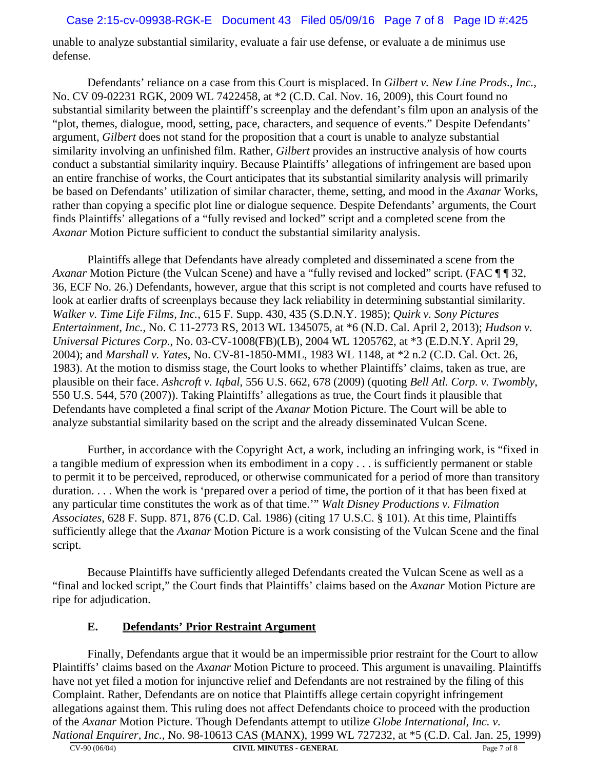unable to analyze substantial similarity, evaluate a fair use defense, or evaluate a de minimus use defense.

Defendants' reliance on a case from this Court is misplaced. In *Gilbert v. New Line Prods., Inc.*, No. CV 09-02231 RGK, 2009 WL 7422458, at *2 (C.D. Cal. Nov. 16, 2009), this Court found no substantial similarity between the plaintiff's screenplay and the defendant's film upon an analysis of the "plot, themes, dialogue, mood, setting, pace, characters, and sequence of events." Despite Defendants' argument, *Gilbert* does not stand for the proposition that a court is unable to analyze substantial similarity involving an unfinished film. Rather, *Gilbert* provides an instructive analysis of how courts conduct a substantial similarity inquiry. Because Plaintiffs' allegations of infringement are based upon an entire franchise of works, the Court anticipates that its substantial similarity analysis will primarily be based on Defendants' utilization of similar character, theme, setting, and mood in the *Axanar* Works, rather than copying a specific plot line or dialogue sequence. Despite Defendants' arguments, the Court finds Plaintiffs' allegations of a "fully revised and locked" script and a completed scene from the *Axanar* Motion Picture sufficient to conduct the substantial similarity analysis.

Plaintiffs allege that Defendants have already completed and disseminated a scene from the *Axanar* Motion Picture (the Vulcan Scene) and have a "fully revised and locked" script. (FAC ¶ ¶ 32, 36, ECF No. 26.) Defendants, however, argue that this script is not completed and courts have refused to look at earlier drafts of screenplays because they lack reliability in determining substantial similarity. *Walker v. Time Life Films, Inc.*, 615 F. Supp. 430, 435 (S.D.N.Y. 1985); *Quirk v. Sony Pictures Entertainment, Inc.*, No. C 11-2773 RS, 2013 WL 1345075, at *6 (N.D. Cal. April 2, 2013); *Hudson v. Universal Pictures Corp.*, No. 03-CV-1008(FB)(LB), 2004 WL 1205762, at *3 (E.D.N.Y. April 29, 2004); and *Marshall v. Yates*, No. CV-81-1850-MML, 1983 WL 1148, at *2 n.2 (C.D. Cal. Oct. 26, 1983). At the motion to dismiss stage, the Court looks to whether Plaintiffs' claims, taken as true, are plausible on their face. *Ashcroft v. Iqbal*, 556 U.S. 662, 678 (2009) (quoting *Bell Atl. Corp. v. Twombly*, 550 U.S. 544, 570 (2007)). Taking Plaintiffs' allegations as true, the Court finds it plausible that Defendants have completed a final script of the *Axanar* Motion Picture. The Court will be able to analyze substantial similarity based on the script and the already disseminated Vulcan Scene.

Further, in accordance with the Copyright Act, a work, including an infringing work, is "fixed in a tangible medium of expression when its embodiment in a copy . . . is sufficiently permanent or stable to permit it to be perceived, reproduced, or otherwise communicated for a period of more than transitory duration. . . . When the work is 'prepared over a period of time, the portion of it that has been fixed at any particular time constitutes the work as of that time.'" *Walt Disney Productions v. Filmation Associates*, 628 F. Supp. 871, 876 (C.D. Cal. 1986) (citing 17 U.S.C. § 101). At this time, Plaintiffs sufficiently allege that the *Axanar* Motion Picture is a work consisting of the Vulcan Scene and the final script.

Because Plaintiffs have sufficiently alleged Defendants created the Vulcan Scene as well as a "final and locked script," the Court finds that Plaintiffs' claims based on the *Axanar* Motion Picture are ripe for adjudication.

### E. Defendants' Prior Restraint Argument

Finally, Defendants argue that it would be an impermissible prior restraint for the Court to allow Plaintiffs' claims based on the *Axanar* Motion Picture to proceed. This argument is unavailing. Plaintiffs have not yet filed a motion for injunctive relief and Defendants are not restrained by the filing of this Complaint. Rather, Defendants are on notice that Plaintiffs allege certain copyright infringement allegations against them. This ruling does not affect Defendants choice to proceed with the production of the *Axanar* Motion Picture. Though Defendants attempt to utilize *Globe International, Inc. v. National Enquirer, Inc.*, No. 98-10613 CAS (MANX), 1999 WL 727232, at *5 (C.D. Cal. Jan. 25, 1999)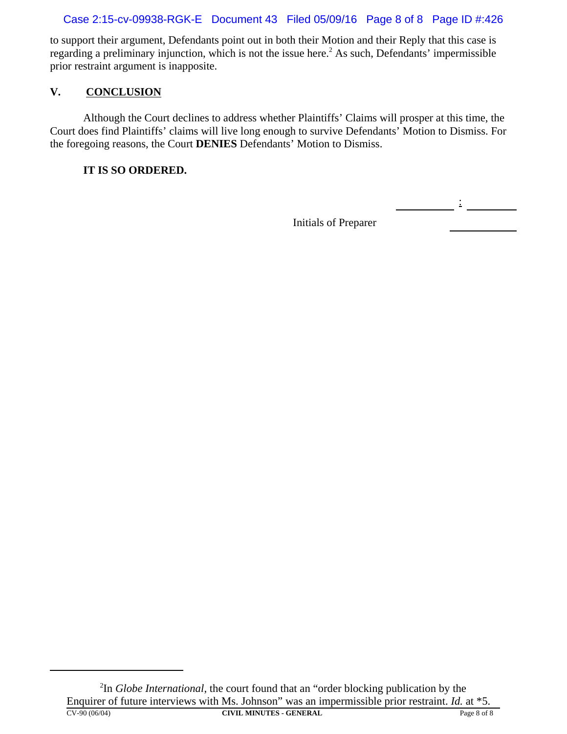to support their argument, Defendants point out in both their Motion and their Reply that this case is regarding a preliminary injunction, which is not the issue here.[2] As such, Defendants' impermissible prior restraint argument is inapposite.

## V. CONCLUSION

Although the Court declines to address whether Plaintiffs' Claims will prosper at this time, the Court does find Plaintiffs' claims will live long enough to survive Defendants' Motion to Dismiss. For the foregoing reasons, the Court **DENIES** Defendants' Motion to Dismiss.

**IT IS SO ORDERED.**

:

Initials of Preparer

---

[2] In *Globe International*, the court found that an "order blocking publication by the Enquirer of future interviews with Ms. Johnson" was an impermissible prior restraint. *Id.* at *5.